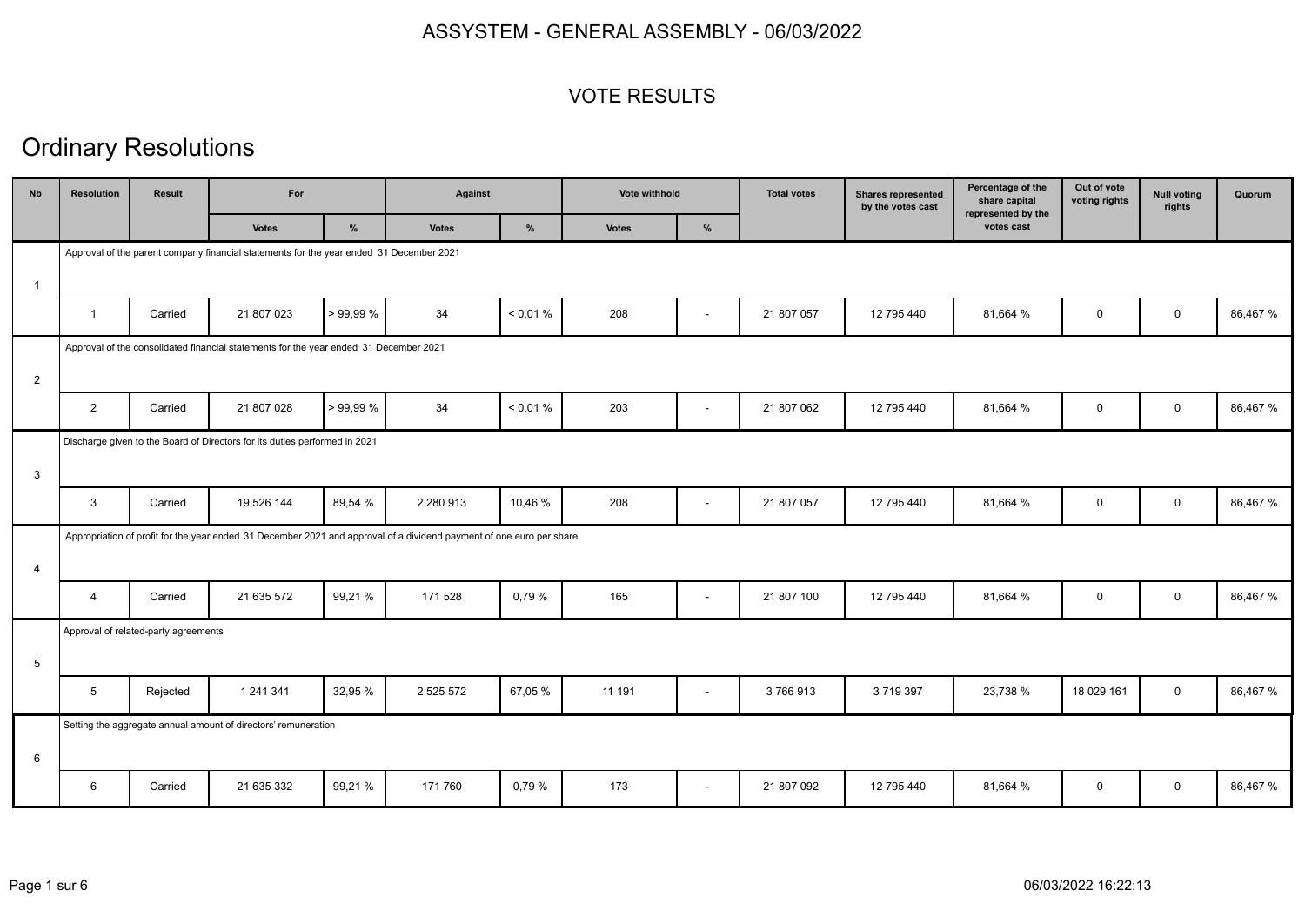ASSYSTEM - GENERAL ASSEMBLY - 06/03/2022

VOTE RESULTS

# Ordinary Resolutions

| Nb | Resolution | Result | For | | Against | | Vote withhold | | Total votes | Shares represented by the votes cast | Percentage of the share capital represented by the votes cast | Out of vote voting rights | Null voting rights | Quorum |
|---|---|---|---|---|---|---|---|---|---|---|---|---|---|---|
| | | | Votes | % | Votes | % | Votes | % | | | | | | |
| 1 | Approval of the parent company financial statements for the year ended 31 December 2021 | | | | | | | | | | | | | |
| | 1 | Carried | 21 807 023 | > 99,99 % | 34 | < 0,01 % | 208 | - | 21 807 057 | 12 795 440 | 81,664 % | 0 | 0 | 86,467 % |
| 2 | Approval of the consolidated financial statements for the year ended 31 December 2021 | | | | | | | | | | | | | |
| | 2 | Carried | 21 807 028 | > 99,99 % | 34 | < 0,01 % | 203 | - | 21 807 062 | 12 795 440 | 81,664 % | 0 | 0 | 86,467 % |
| 3 | Discharge given to the Board of Directors for its duties performed in 2021 | | | | | | | | | | | | | |
| | 3 | Carried | 19 526 144 | 89,54 % | 2 280 913 | 10,46 % | 208 | - | 21 807 057 | 12 795 440 | 81,664 % | 0 | 0 | 86,467 % |
| 4 | Appropriation of profit for the year ended 31 December 2021 and approval of a dividend payment of one euro per share | | | | | | | | | | | | | |
| | 4 | Carried | 21 635 572 | 99,21 % | 171 528 | 0,79 % | 165 | - | 21 807 100 | 12 795 440 | 81,664 % | 0 | 0 | 86,467 % |
| 5 | Approval of related-party agreements | | | | | | | | | | | | | |
| | 5 | Rejected | 1 241 341 | 32,95 % | 2 525 572 | 67,05 % | 11 191 | - | 3 766 913 | 3 719 397 | 23,738 % | 18 029 161 | 0 | 86,467 % |
| 6 | Setting the aggregate annual amount of directors' remuneration | | | | | | | | | | | | | |
| | 6 | Carried | 21 635 332 | 99,21 % | 171 760 | 0,79 % | 173 | - | 21 807 092 | 12 795 440 | 81,664 % | 0 | 0 | 86,467 % |

06/03/2022 16:22:13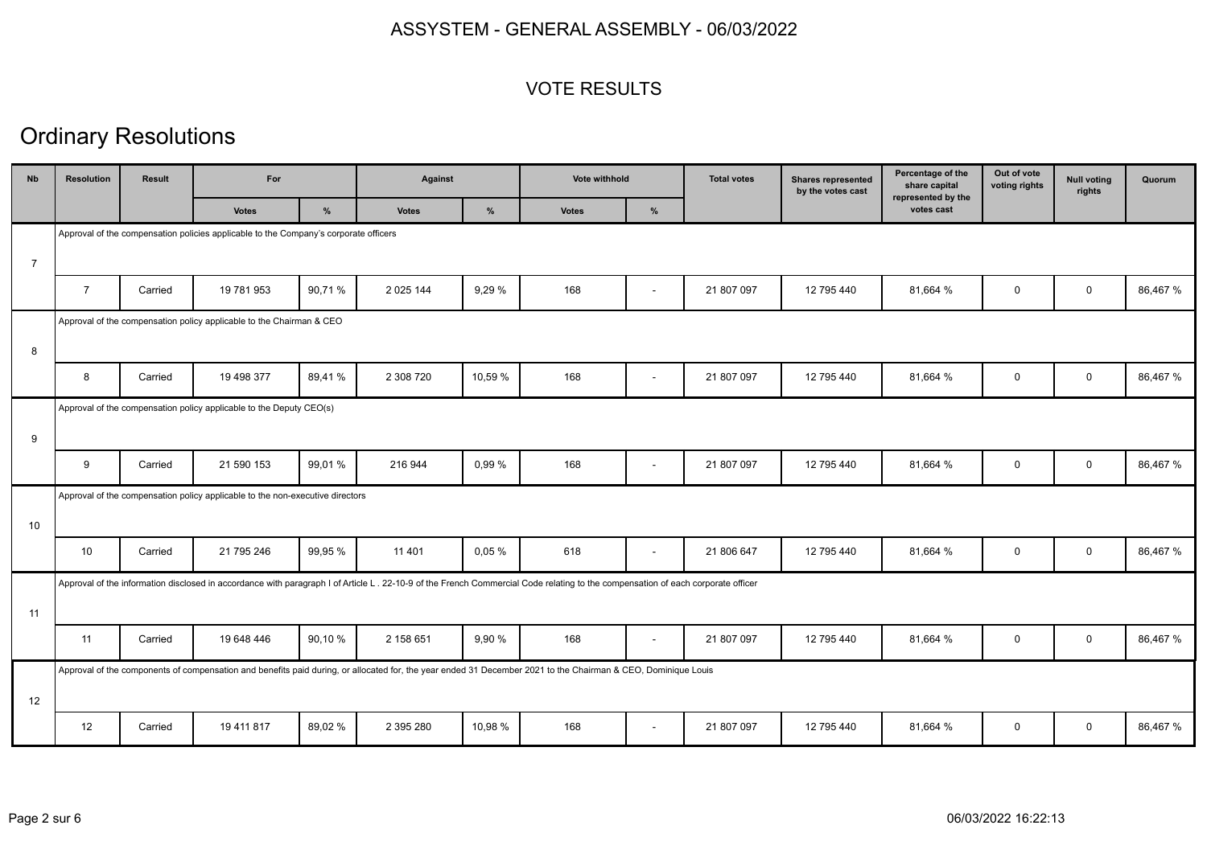ASSYSTEM - GENERAL ASSEMBLY - 06/03/2022

VOTE RESULTS

# Ordinary Resolutions

| Nb | Resolution | Result | For | | Against | | Vote withhold | | Total votes | Shares represented by the votes cast | Percentage of the share capital represented by the votes cast | Out of vote voting rights | Null voting rights | Quorum |
|---|---|---|---|---|---|---|---|---|---|---|---|---|---|---|
| | | | Votes | % | Votes | % | Votes | % | | | | | | |
| 7 | Approval of the compensation policies applicable to the Company's corporate officers | | | | | | | | | | | | | |
| | 7 | Carried | 19 781 953 | 90,71 % | 2 025 144 | 9,29 % | 168 | - | 21 807 097 | 12 795 440 | 81,664 % | 0 | 0 | 86,467 % |
| 8 | Approval of the compensation policy applicable to the Chairman & CEO | | | | | | | | | | | | | |
| | 8 | Carried | 19 498 377 | 89,41 % | 2 308 720 | 10,59 % | 168 | - | 21 807 097 | 12 795 440 | 81,664 % | 0 | 0 | 86,467 % |
| 9 | Approval of the compensation policy applicable to the Deputy CEO(s) | | | | | | | | | | | | | |
| | 9 | Carried | 21 590 153 | 99,01 % | 216 944 | 0,99 % | 168 | - | 21 807 097 | 12 795 440 | 81,664 % | 0 | 0 | 86,467 % |
| 10 | Approval of the compensation policy applicable to the non-executive directors | | | | | | | | | | | | | |
| | 10 | Carried | 21 795 246 | 99,95 % | 11 401 | 0,05 % | 618 | - | 21 806 647 | 12 795 440 | 81,664 % | 0 | 0 | 86,467 % |
| 11 | Approval of the information disclosed in accordance with paragraph I of Article L . 22-10-9 of the French Commercial Code relating to the compensation of each corporate officer | | | | | | | | | | | | | |
| | 11 | Carried | 19 648 446 | 90,10 % | 2 158 651 | 9,90 % | 168 | - | 21 807 097 | 12 795 440 | 81,664 % | 0 | 0 | 86,467 % |
| 12 | Approval of the components of compensation and benefits paid during, or allocated for, the year ended 31 December 2021 to the Chairman & CEO, Dominique Louis | | | | | | | | | | | | | |
| | 12 | Carried | 19 411 817 | 89,02 % | 2 395 280 | 10,98 % | 168 | - | 21 807 097 | 12 795 440 | 81,664 % | 0 | 0 | 86,467 % |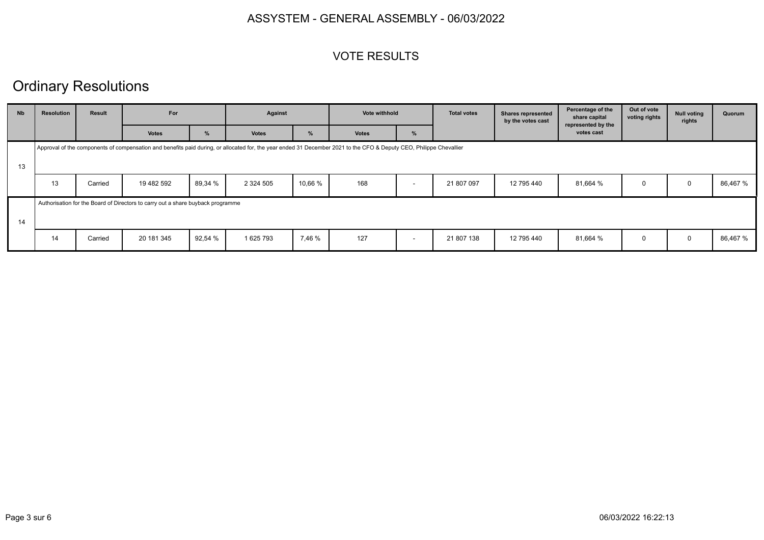# ASSYSTEM - GENERAL ASSEMBLY - 06/03/2022

## VOTE RESULTS

## Ordinary Resolutions

| Nb | Resolution | Result | For | | Against | | Vote withhold | | Total votes | Shares represented by the votes cast | Percentage of the share capital represented by the votes cast | Out of vote voting rights | Null voting rights | Quorum |
|---|---|---|---|---|---|---|---|---|---|---|---|---|---|---|
| | | | Votes | % | Votes | % | Votes | % | | | | | | |
| 13 | Approval of the components of compensation and benefits paid during, or allocated for, the year ended 31 December 2021 to the CFO & Deputy CEO, Philippe Chevallier | | | | | | | | | | | | | |
| | 13 | Carried | 19 482 592 | 89,34 % | 2 324 505 | 10,66 % | 168 | - | 21 807 097 | 12 795 440 | 81,664 % | 0 | 0 | 86,467 % |
| 14 | Authorisation for the Board of Directors to carry out a share buyback programme | | | | | | | | | | | | | |
| | 14 | Carried | 20 181 345 | 92,54 % | 1 625 793 | 7,46 % | 127 | - | 21 807 138 | 12 795 440 | 81,664 % | 0 | 0 | 86,467 % |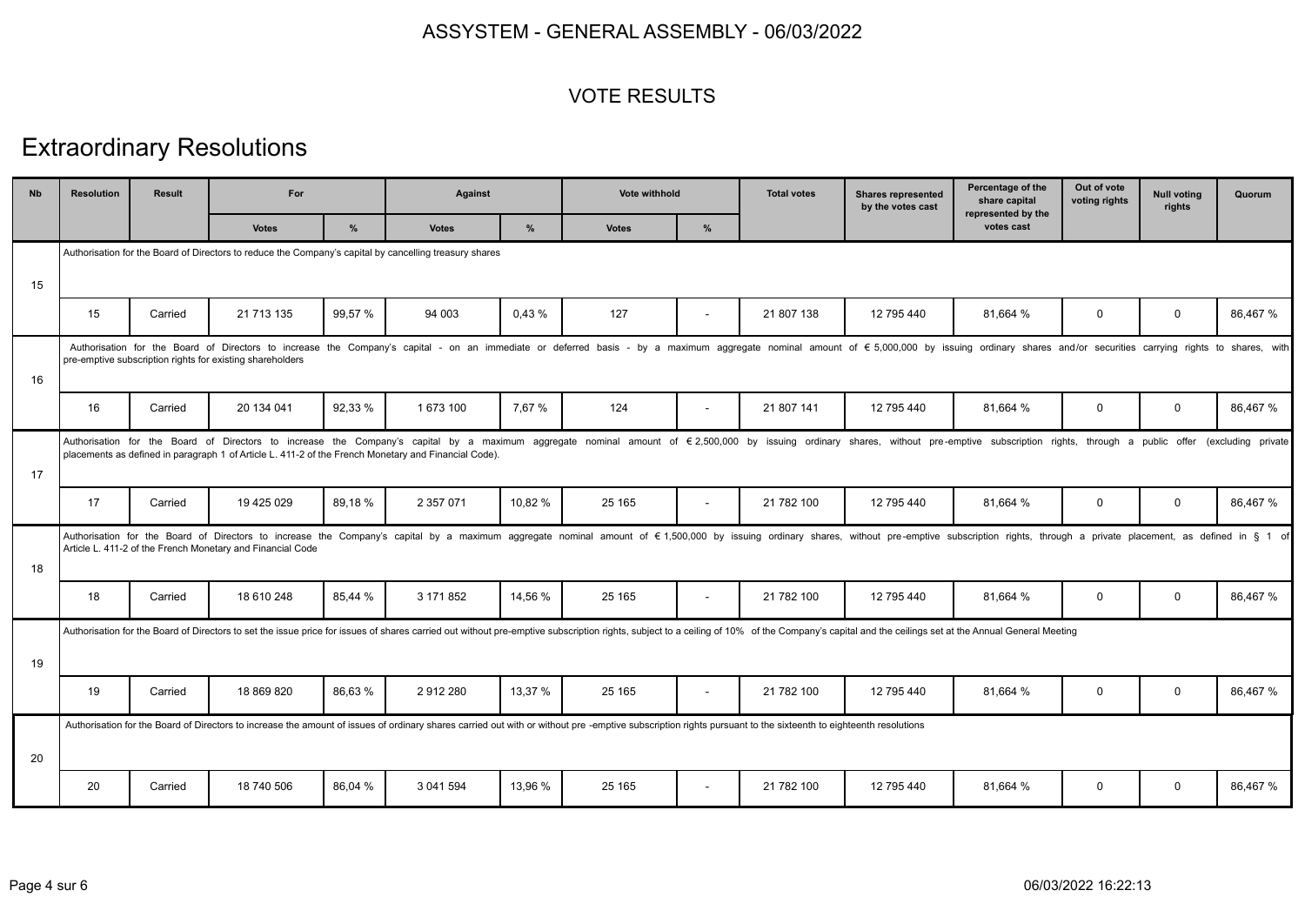ASSYSTEM - GENERAL ASSEMBLY - 06/03/2022

VOTE RESULTS

# Extraordinary Resolutions

| Nb | Resolution | Result | For | | Against | | Vote withhold | | Total votes | Shares represented by the votes cast | Percentage of the share capital represented by the votes cast | Out of vote voting rights | Null voting rights | Quorum |
|---|---|---|---|---|---|---|---|---|---|---|---|---|---|---|
| | | | Votes | % | Votes | % | Votes | % | | | | | | |
| 15 | Authorisation for the Board of Directors to reduce the Company's capital by cancelling treasury shares | | | | | | | | | | | | | |
| | 15 | Carried | 21 713 135 | 99,57 % | 94 003 | 0,43 % | 127 | - | 21 807 138 | 12 795 440 | 81,664 % | 0 | 0 | 86,467 % |
| 16 | Authorisation for the Board of Directors to increase the Company's capital - on an immediate or deferred basis - by a maximum aggregate nominal amount of € 5,000,000 by issuing ordinary shares and/or securities carrying rights to shares, with pre-emptive subscription rights for existing shareholders | | | | | | | | | | | | | |
| | 16 | Carried | 20 134 041 | 92,33 % | 1 673 100 | 7,67 % | 124 | - | 21 807 141 | 12 795 440 | 81,664 % | 0 | 0 | 86,467 % |
| 17 | Authorisation for the Board of Directors to increase the Company's capital by a maximum aggregate nominal amount of € 2,500,000 by issuing ordinary shares, without pre-emptive subscription rights, through a public offer (excluding private placements as defined in paragraph 1 of Article L. 411-2 of the French Monetary and Financial Code). | | | | | | | | | | | | | |
| | 17 | Carried | 19 425 029 | 89,18 % | 2 357 071 | 10,82 % | 25 165 | - | 21 782 100 | 12 795 440 | 81,664 % | 0 | 0 | 86,467 % |
| 18 | Authorisation for the Board of Directors to increase the Company's capital by a maximum aggregate nominal amount of € 1,500,000 by issuing ordinary shares, without pre-emptive subscription rights, through a private placement, as defined in § 1 of Article L. 411-2 of the French Monetary and Financial Code | | | | | | | | | | | | | |
| | 18 | Carried | 18 610 248 | 85,44 % | 3 171 852 | 14,56 % | 25 165 | - | 21 782 100 | 12 795 440 | 81,664 % | 0 | 0 | 86,467 % |
| 19 | Authorisation for the Board of Directors to set the issue price for issues of shares carried out without pre-emptive subscription rights, subject to a ceiling of 10% of the Company's capital and the ceilings set at the Annual General Meeting | | | | | | | | | | | | | |
| | 19 | Carried | 18 869 820 | 86,63 % | 2 912 280 | 13,37 % | 25 165 | - | 21 782 100 | 12 795 440 | 81,664 % | 0 | 0 | 86,467 % |
| 20 | Authorisation for the Board of Directors to increase the amount of issues of ordinary shares carried out with or without pre -emptive subscription rights pursuant to the sixteenth to eighteenth resolutions | | | | | | | | | | | | | |
| | 20 | Carried | 18 740 506 | 86,04 % | 3 041 594 | 13,96 % | 25 165 | - | 21 782 100 | 12 795 440 | 81,664 % | 0 | 0 | 86,467 % |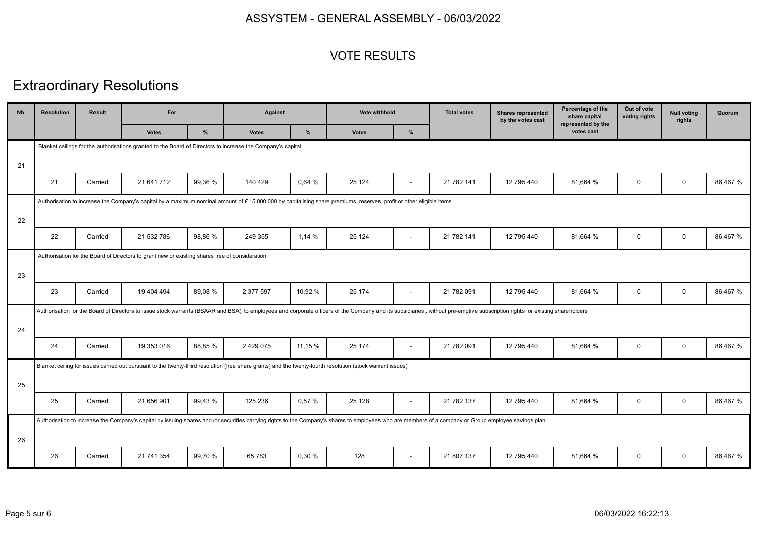ASSYSTEM - GENERAL ASSEMBLY - 06/03/2022

VOTE RESULTS

# Extraordinary Resolutions

| Nb | Resolution | Result | For | | Against | | Vote withhold | | Total votes | Shares represented by the votes cast | Percentage of the share capital represented by the votes cast | Out of vote voting rights | Null voting rights | Quorum |
|---|---|---|---|---|---|---|---|---|---|---|---|---|---|---|
| | | | Votes | % | Votes | % | Votes | % | | | | | | |
| 21 | Blanket ceilings for the authorisations granted to the Board of Directors to increase the Company's capital | | | | | | | | | | | | | |
| | 21 | Carried | 21 641 712 | 99,36 % | 140 429 | 0,64 % | 25 124 | - | 21 782 141 | 12 795 440 | 81,664 % | 0 | 0 | 86,467 % |
| 22 | Authorisation to increase the Company's capital by a maximum nominal amount of € 15,000,000 by capitalising share premiums, reserves, profit or other eligible items | | | | | | | | | | | | | |
| | 22 | Carried | 21 532 786 | 98,86 % | 249 355 | 1,14 % | 25 124 | - | 21 782 141 | 12 795 440 | 81,664 % | 0 | 0 | 86,467 % |
| 23 | Authorisation for the Board of Directors to grant new or existing shares free of consideration | | | | | | | | | | | | | |
| | 23 | Carried | 19 404 494 | 89,08 % | 2 377 597 | 10,92 % | 25 174 | - | 21 782 091 | 12 795 440 | 81,664 % | 0 | 0 | 86,467 % |
| 24 | Authorisation for the Board of Directors to issue stock warrants (BSAAR and BSA) to employees and corporate officers of the Company and its subsidiaries , without pre-emptive subscription rights for existing shareholders | | | | | | | | | | | | | |
| | 24 | Carried | 19 353 016 | 88,85 % | 2 429 075 | 11,15 % | 25 174 | - | 21 782 091 | 12 795 440 | 81,664 % | 0 | 0 | 86,467 % |
| 25 | Blanket ceiling for issues carried out pursuant to the twenty-third resolution (free share grants) and the twenty-fourth resolution (stock warrant issues) | | | | | | | | | | | | | |
| | 25 | Carried | 21 656 901 | 99,43 % | 125 236 | 0,57 % | 25 128 | - | 21 782 137 | 12 795 440 | 81,664 % | 0 | 0 | 86,467 % |
| 26 | Authorisation to increase the Company's capital by issuing shares and /or securities carrying rights to the Company's shares to employees who are members of a company or Group employee savings plan | | | | | | | | | | | | | |
| | 26 | Carried | 21 741 354 | 99,70 % | 65 783 | 0,30 % | 128 | - | 21 807 137 | 12 795 440 | 81,664 % | 0 | 0 | 86,467 % |

06/03/2022 16:22:13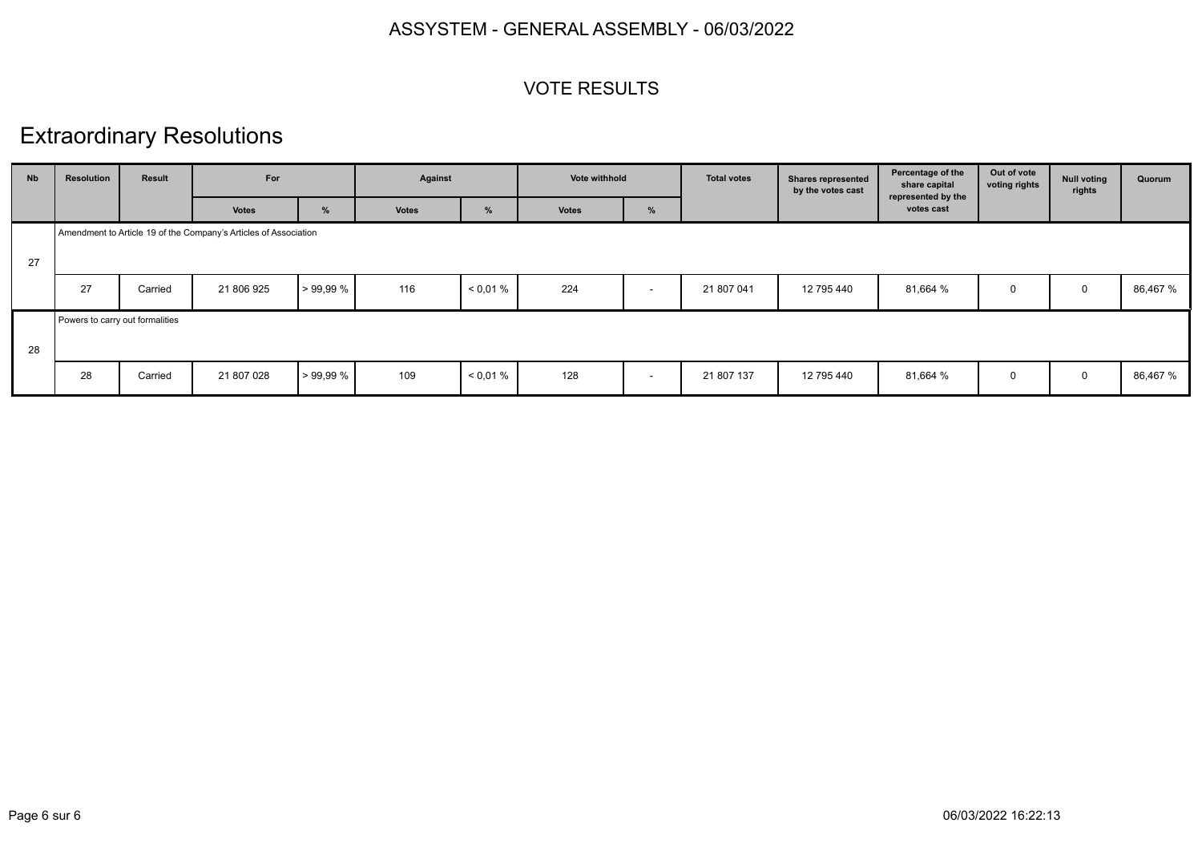# ASSYSTEM - GENERAL ASSEMBLY - 06/03/2022

## VOTE RESULTS

## Extraordinary Resolutions

| Nb | Resolution | Result | For | | Against | | Vote withhold | | Total votes | Shares represented by the votes cast | Percentage of the share capital represented by the votes cast | Out of vote voting rights | Null voting rights | Quorum |
|---|---|---|---|---|---|---|---|---|---|---|---|---|---|---|
| | | | Votes | % | Votes | % | Votes | % | | | | | | |
| 27 | Amendment to Article 19 of the Company's Articles of Association | | | | | | | | | | | | | |
| | 27 | Carried | 21 806 925 | > 99,99 % | 116 | < 0,01 % | 224 | - | 21 807 041 | 12 795 440 | 81,664 % | 0 | 0 | 86,467 % |
| 28 | Powers to carry out formalities | | | | | | | | | | | | | |
| | 28 | Carried | 21 807 028 | > 99,99 % | 109 | < 0,01 % | 128 | - | 21 807 137 | 12 795 440 | 81,664 % | 0 | 0 | 86,467 % |

06/03/2022 16:22:13